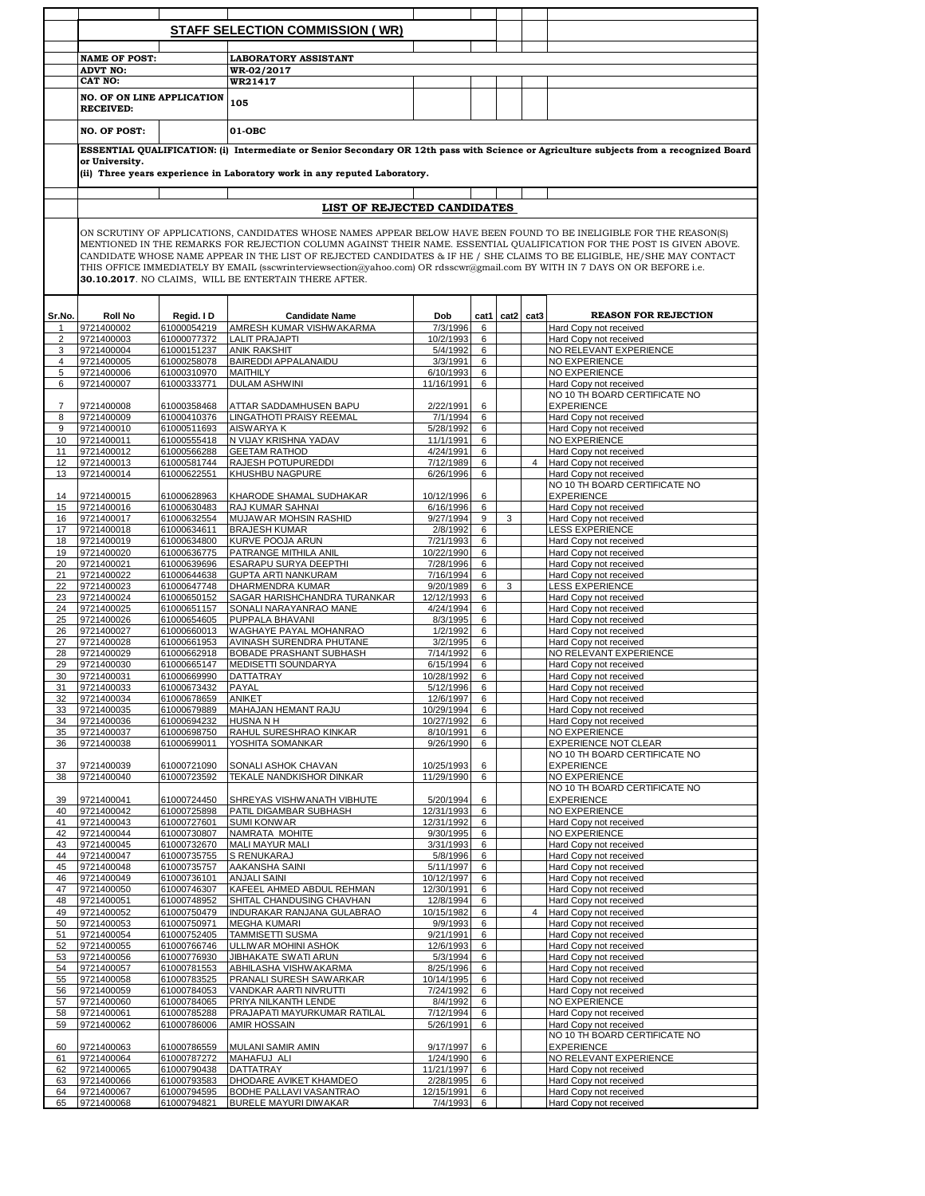## STAFF SELECTION COMMISSION ( WR)

**NAME OF POST:** LABORATORY ASSISTANT

**ADVT NO:** WR-02/2017

**CAT NO:** WR21417

**NO. OF ON LINE APPLICATION RECEIVED:** 105

**NO. OF POST:** 01-OBC

**ESSENTIAL QUALIFICATION: (i) Intermediate or Senior Secondary OR 12th pass with Science or Agriculture subjects from a recognized Board or University.**
**(ii) Three years experience in Laboratory work in any reputed Laboratory.**

### LIST OF REJECTED CANDIDATES

ON SCRUTINY OF APPLICATIONS, CANDIDATES WHOSE NAMES APPEAR BELOW HAVE BEEN FOUND TO BE INELIGIBLE FOR THE REASON(S) MENTIONED IN THE REMARKS FOR REJECTION COLUMN AGAINST THEIR NAME. ESSENTIAL QUALIFICATION FOR THE POST IS GIVEN ABOVE. CANDIDATE WHOSE NAME APPEAR IN THE LIST OF REJECTED CANDIDATES & IF HE / SHE CLAIMS TO BE ELIGIBLE, HE/SHE MAY CONTACT THIS OFFICE IMMEDIATELY BY EMAIL (sscwrinterviewsection@yahoo.com) OR rdsscwr@gmail.com BY WITH IN 7 DAYS ON OR BEFORE i.e. **30.10.2017**. NO CLAIMS, WILL BE ENTERTAIN THERE AFTER.

| Sr.No. | Roll No | Regid. I D | Candidate Name | Dob | cat1 | cat2 | cat3 | REASON FOR REJECTION |
|---|---|---|---|---|---|---|---|---|
| 1 | 9721400002 | 61000054219 | AMRESH KUMAR VISHWAKARMA | 7/3/1996 | 6 | | | Hard Copy not received |
| 2 | 9721400003 | 61000077372 | LALIT PRAJAPTI | 10/2/1993 | 6 | | | Hard Copy not received |
| 3 | 9721400004 | 61000151237 | ANIK RAKSHIT | 5/4/1992 | 6 | | | NO RELEVANT EXPERIENCE |
| 4 | 9721400005 | 61000258078 | BAIREDDI APPALANAIDU | 3/3/1991 | 6 | | | NO EXPERIENCE |
| 5 | 9721400006 | 61000310970 | MAITHILY | 6/10/1993 | 6 | | | NO EXPERIENCE |
| 6 | 9721400007 | 61000333771 | DULAM ASHWINI | 11/16/1991 | 6 | | | Hard Copy not received |
| 7 | 9721400008 | 61000358468 | ATTAR SADDAMHUSEN BAPU | 2/22/1991 | 6 | | | NO 10 TH BOARD CERTIFICATE NO EXPERIENCE |
| 8 | 9721400009 | 61000410376 | LINGATHOTI PRAISY REEMAL | 7/1/1994 | 6 | | | Hard Copy not received |
| 9 | 9721400010 | 61000511693 | AISWARYA K | 5/28/1992 | 6 | | | Hard Copy not received |
| 10 | 9721400011 | 61000555418 | N VIJAY KRISHNA YADAV | 11/1/1991 | 6 | | | NO EXPERIENCE |
| 11 | 9721400012 | 61000566288 | GEETAM RATHOD | 4/24/1991 | 6 | | | Hard Copy not received |
| 12 | 9721400013 | 61000581744 | RAJESH POTUPUREDDI | 7/12/1989 | 6 | | 4 | Hard Copy not received |
| 13 | 9721400014 | 61000622551 | KHUSHBU NAGPURE | 6/26/1996 | 6 | | | Hard Copy not received |
| 14 | 9721400015 | 61000628963 | KHARODE SHAMAL SUDHAKAR | 10/12/1996 | 6 | | | NO 10 TH BOARD CERTIFICATE NO EXPERIENCE |
| 15 | 9721400016 | 61000630483 | RAJ KUMAR SAHNAI | 6/16/1996 | 6 | | | Hard Copy not received |
| 16 | 9721400017 | 61000632554 | MUJAWAR MOHSIN RASHID | 9/27/1994 | 9 | 3 | | Hard Copy not received |
| 17 | 9721400018 | 61000634611 | BRAJESH KUMAR | 2/8/1992 | 6 | | | LESS EXPERIENCE |
| 18 | 9721400019 | 61000634800 | KURVE POOJA ARUN | 7/21/1993 | 6 | | | Hard Copy not received |
| 19 | 9721400020 | 61000636775 | PATRANGE MITHILA ANIL | 10/22/1990 | 6 | | | Hard Copy not received |
| 20 | 9721400021 | 61000639696 | ESARAPU SURYA DEEPTHI | 7/28/1996 | 6 | | | Hard Copy not received |
| 21 | 9721400022 | 61000644638 | GUPTA ARTI NANKURAM | 7/16/1994 | 6 | | | Hard Copy not received |
| 22 | 9721400023 | 61000647748 | DHARMENDRA KUMAR | 9/20/1989 | 6 | 3 | | LESS EXPERIENCE |
| 23 | 9721400024 | 61000650152 | SAGAR HARISHCHANDRA TURANKAR | 12/12/1993 | 6 | | | Hard Copy not received |
| 24 | 9721400025 | 61000651157 | SONALI NARAYANRAO MANE | 4/24/1994 | 6 | | | Hard Copy not received |
| 25 | 9721400026 | 61000654605 | PUPPALA BHAVANI | 8/3/1995 | 6 | | | Hard Copy not received |
| 26 | 9721400027 | 61000660013 | WAGHAYE PAYAL MOHANRAO | 1/2/1992 | 6 | | | Hard Copy not received |
| 27 | 9721400028 | 61000661953 | AVINASH SURENDRA PHUTANE | 3/2/1995 | 6 | | | Hard Copy not received |
| 28 | 9721400029 | 61000662918 | BOBADE PRASHANT SUBHASH | 7/14/1992 | 6 | | | NO RELEVANT EXPERIENCE |
| 29 | 9721400030 | 61000665147 | MEDISETTI SOUNDARYA | 6/15/1994 | 6 | | | Hard Copy not received |
| 30 | 9721400031 | 61000669990 | DATTATRAY | 10/28/1992 | 6 | | | Hard Copy not received |
| 31 | 9721400033 | 61000673432 | PAYAL | 5/12/1996 | 6 | | | Hard Copy not received |
| 32 | 9721400034 | 61000678659 | ANIKET | 12/6/1997 | 6 | | | Hard Copy not received |
| 33 | 9721400035 | 61000679889 | MAHAJAN HEMANT RAJU | 10/29/1994 | 6 | | | Hard Copy not received |
| 34 | 9721400036 | 61000694232 | HUSNA N H | 10/27/1992 | 6 | | | Hard Copy not received |
| 35 | 9721400037 | 61000698750 | RAHUL SURESHRAO KINKAR | 8/10/1991 | 6 | | | NO EXPERIENCE |
| 36 | 9721400038 | 61000699011 | YOSHITA SOMANKAR | 9/26/1990 | 6 | | | EXPERIENCE NOT CLEAR |
| 37 | 9721400039 | 61000721090 | SONALI ASHOK CHAVAN | 10/25/1993 | 6 | | | NO 10 TH BOARD CERTIFICATE NO EXPERIENCE |
| 38 | 9721400040 | 61000723592 | TEKALE NANDKISHOR DINKAR | 11/29/1990 | 6 | | | NO EXPERIENCE |
| 39 | 9721400041 | 61000724450 | SHREYAS VISHWANATH VIBHUTE | 5/20/1994 | 6 | | | NO 10 TH BOARD CERTIFICATE NO EXPERIENCE |
| 40 | 9721400042 | 61000725898 | PATIL DIGAMBAR SUBHASH | 12/31/1993 | 6 | | | NO EXPERIENCE |
| 41 | 9721400043 | 61000727601 | SUMI KONWAR | 12/31/1992 | 6 | | | Hard Copy not received |
| 42 | 9721400044 | 61000730807 | NAMRATA MOHITE | 9/30/1995 | 6 | | | NO EXPERIENCE |
| 43 | 9721400045 | 61000732670 | MALI MAYUR MALI | 3/31/1993 | 6 | | | Hard Copy not received |
| 44 | 9721400047 | 61000735755 | S RENUKARAJ | 5/8/1996 | 6 | | | Hard Copy not received |
| 45 | 9721400048 | 61000735757 | AAKANSHA SAINI | 5/11/1997 | 6 | | | Hard Copy not received |
| 46 | 9721400049 | 61000736101 | ANJALI SAINI | 10/12/1997 | 6 | | | Hard Copy not received |
| 47 | 9721400050 | 61000746307 | KAFEEL AHMED ABDUL REHMAN | 12/30/1991 | 6 | | | Hard Copy not received |
| 48 | 9721400051 | 61000748952 | SHITAL CHANDUSING CHAVHAN | 12/8/1994 | 6 | | | Hard Copy not received |
| 49 | 9721400052 | 61000750479 | INDURAKAR RANJANA GULABRAO | 10/15/1982 | 6 | | 4 | Hard Copy not received |
| 50 | 9721400053 | 61000750971 | MEGHA KUMARI | 9/9/1993 | 6 | | | Hard Copy not received |
| 51 | 9721400054 | 61000752405 | TAMMISETTI SUSMA | 9/21/1991 | 6 | | | Hard Copy not received |
| 52 | 9721400055 | 61000766746 | ULLIWAR MOHINI ASHOK | 12/6/1993 | 6 | | | Hard Copy not received |
| 53 | 9721400056 | 61000776930 | JIBHAKATE SWATI ARUN | 5/3/1994 | 6 | | | Hard Copy not received |
| 54 | 9721400057 | 61000781553 | ABHILASHA VISHWAKARMA | 8/25/1996 | 6 | | | Hard Copy not received |
| 55 | 9721400058 | 61000783525 | PRANALI SURESH SAWARKAR | 10/14/1995 | 6 | | | Hard Copy not received |
| 56 | 9721400059 | 61000784053 | VANDKAR AARTI NIVRUTTI | 7/24/1992 | 6 | | | Hard Copy not received |
| 57 | 9721400060 | 61000784065 | PRIYA NILKANTH LENDE | 8/4/1992 | 6 | | | NO EXPERIENCE |
| 58 | 9721400061 | 61000785288 | PRAJAPATI MAYURKUMAR RATILAL | 7/12/1994 | 6 | | | Hard Copy not received |
| 59 | 9721400062 | 61000786006 | AMIR HOSSAIN | 5/26/1991 | 6 | | | Hard Copy not received |
| 60 | 9721400063 | 61000786559 | MULANI SAMIR AMIN | 9/17/1997 | 6 | | | NO 10 TH BOARD CERTIFICATE NO EXPERIENCE |
| 61 | 9721400064 | 61000787272 | MAHAFUJ ALI | 1/24/1990 | 6 | | | NO RELEVANT EXPERIENCE |
| 62 | 9721400065 | 61000790438 | DATTATRAY | 11/21/1997 | 6 | | | Hard Copy not received |
| 63 | 9721400066 | 61000793583 | DHODARE AVIKET KHAMDEO | 2/28/1995 | 6 | | | Hard Copy not received |
| 64 | 9721400067 | 61000794595 | BODHE PALLAVI VASANTRAO | 12/15/1991 | 6 | | | Hard Copy not received |
| 65 | 9721400068 | 61000794821 | BURELE MAYURI DIWAKAR | 7/4/1993 | 6 | | | Hard Copy not received |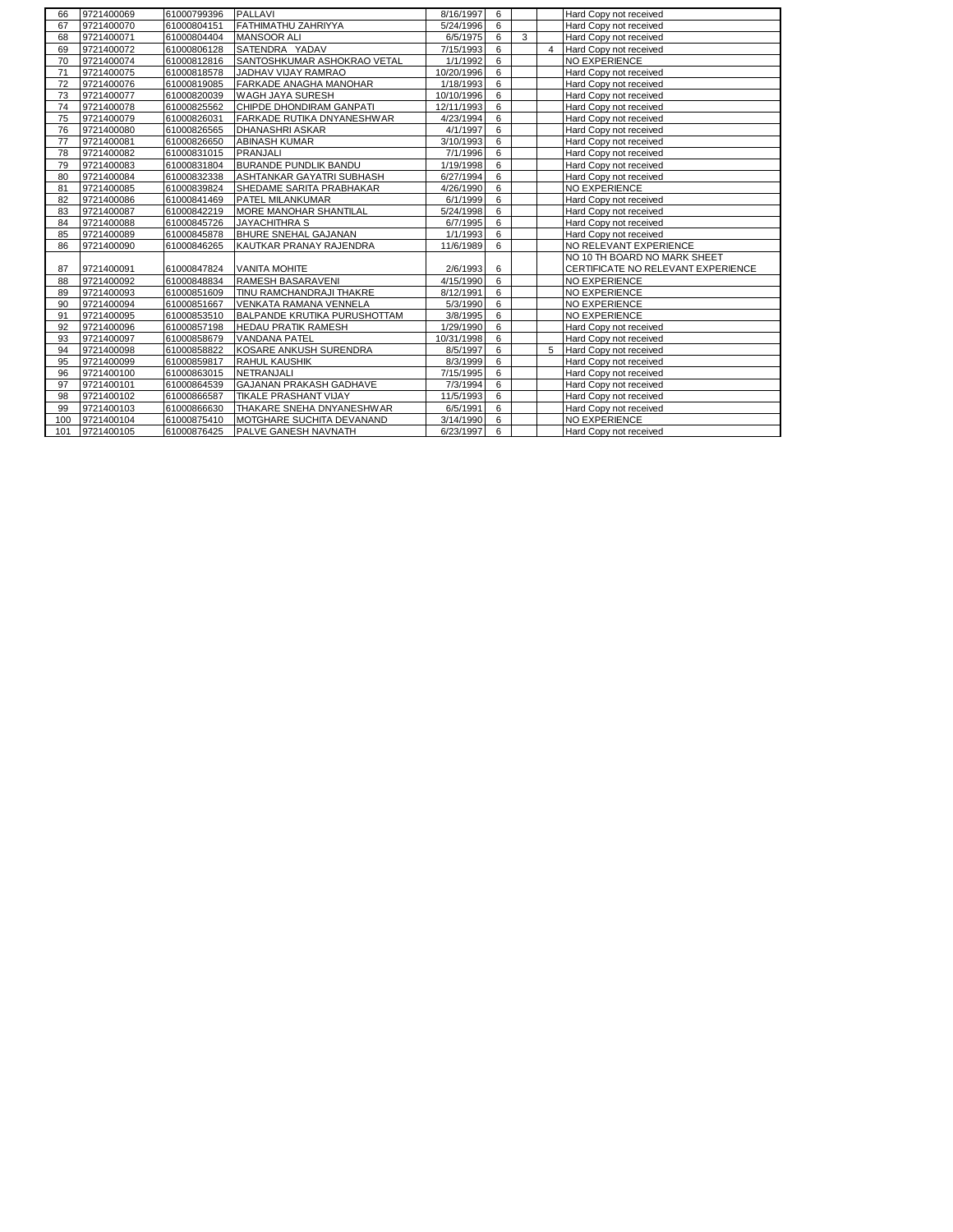| | | | | | | | | |
|---|---|---|---|---|---|---|---|---|
| 66 | 9721400069 | 61000799396 | PALLAVI | 8/16/1997 | 6 | | | Hard Copy not received |
| 67 | 9721400070 | 61000804151 | FATHIMATHU ZAHRIYYA | 5/24/1996 | 6 | | | Hard Copy not received |
| 68 | 9721400071 | 61000804404 | MANSOOR ALI | 6/5/1975 | 6 | 3 | | Hard Copy not received |
| 69 | 9721400072 | 61000806128 | SATENDRA YADAV | 7/15/1993 | 6 | | 4 | Hard Copy not received |
| 70 | 9721400074 | 61000812816 | SANTOSHKUMAR ASHOKRAO VETAL | 1/1/1992 | 6 | | | NO EXPERIENCE |
| 71 | 9721400075 | 61000818578 | JADHAV VIJAY RAMRAO | 10/20/1996 | 6 | | | Hard Copy not received |
| 72 | 9721400076 | 61000819085 | FARKADE ANAGHA MANOHAR | 1/18/1993 | 6 | | | Hard Copy not received |
| 73 | 9721400077 | 61000820039 | WAGH JAYA SURESH | 10/10/1996 | 6 | | | Hard Copy not received |
| 74 | 9721400078 | 61000825562 | CHIPDE DHONDIRAM GANPATI | 12/11/1993 | 6 | | | Hard Copy not received |
| 75 | 9721400079 | 61000826031 | FARKADE RUTIKA DNYANESHWAR | 4/23/1994 | 6 | | | Hard Copy not received |
| 76 | 9721400080 | 61000826565 | DHANASHRI ASKAR | 4/1/1997 | 6 | | | Hard Copy not received |
| 77 | 9721400081 | 61000826650 | ABINASH KUMAR | 3/10/1993 | 6 | | | Hard Copy not received |
| 78 | 9721400082 | 61000831015 | PRANJALI | 7/1/1996 | 6 | | | Hard Copy not received |
| 79 | 9721400083 | 61000831804 | BURANDE PUNDLIK BANDU | 1/19/1998 | 6 | | | Hard Copy not received |
| 80 | 9721400084 | 61000832338 | ASHTANKAR GAYATRI SUBHASH | 6/27/1994 | 6 | | | Hard Copy not received |
| 81 | 9721400085 | 61000839824 | SHEDAME SARITA PRABHAKAR | 4/26/1990 | 6 | | | NO EXPERIENCE |
| 82 | 9721400086 | 61000841469 | PATEL MILANKUMAR | 6/1/1999 | 6 | | | Hard Copy not received |
| 83 | 9721400087 | 61000842219 | MORE MANOHAR SHANTILAL | 5/24/1998 | 6 | | | Hard Copy not received |
| 84 | 9721400088 | 61000845726 | JAYACHITHRA S | 6/7/1995 | 6 | | | Hard Copy not received |
| 85 | 9721400089 | 61000845878 | BHURE SNEHAL GAJANAN | 1/1/1993 | 6 | | | Hard Copy not received |
| 86 | 9721400090 | 61000846265 | KAUTKAR PRANAY RAJENDRA | 11/6/1989 | 6 | | | NO RELEVANT EXPERIENCE |
| 87 | 9721400091 | 61000847824 | VANITA MOHITE | 2/6/1993 | 6 | | | NO 10 TH BOARD NO MARK SHEET CERTIFICATE NO RELEVANT EXPERIENCE |
| 88 | 9721400092 | 61000848834 | RAMESH BASARAVENI | 4/15/1990 | 6 | | | NO EXPERIENCE |
| 89 | 9721400093 | 61000851609 | TINU RAMCHANDRAJI THAKRE | 8/12/1991 | 6 | | | NO EXPERIENCE |
| 90 | 9721400094 | 61000851667 | VENKATA RAMANA VENNELA | 5/3/1990 | 6 | | | NO EXPERIENCE |
| 91 | 9721400095 | 61000853510 | BALPANDE KRUTIKA PURUSHOTTAM | 3/8/1995 | 6 | | | NO EXPERIENCE |
| 92 | 9721400096 | 61000857198 | HEDAU PRATIK RAMESH | 1/29/1990 | 6 | | | Hard Copy not received |
| 93 | 9721400097 | 61000858679 | VANDANA PATEL | 10/31/1998 | 6 | | | Hard Copy not received |
| 94 | 9721400098 | 61000858822 | KOSARE ANKUSH SURENDRA | 8/5/1997 | 6 | | 5 | Hard Copy not received |
| 95 | 9721400099 | 61000859817 | RAHUL KAUSHIK | 8/3/1999 | 6 | | | Hard Copy not received |
| 96 | 9721400100 | 61000863015 | NETRANJALI | 7/15/1995 | 6 | | | Hard Copy not received |
| 97 | 9721400101 | 61000864539 | GAJANAN PRAKASH GADHAVE | 7/3/1994 | 6 | | | Hard Copy not received |
| 98 | 9721400102 | 61000866587 | TIKALE PRASHANT VIJAY | 11/5/1993 | 6 | | | Hard Copy not received |
| 99 | 9721400103 | 61000866630 | THAKARE SNEHA DNYANESHWAR | 6/5/1991 | 6 | | | Hard Copy not received |
| 100 | 9721400104 | 61000875410 | MOTGHARE SUCHITA DEVANAND | 3/14/1990 | 6 | | | NO EXPERIENCE |
| 101 | 9721400105 | 61000876425 | PALVE GANESH NAVNATH | 6/23/1997 | 6 | | | Hard Copy not received |